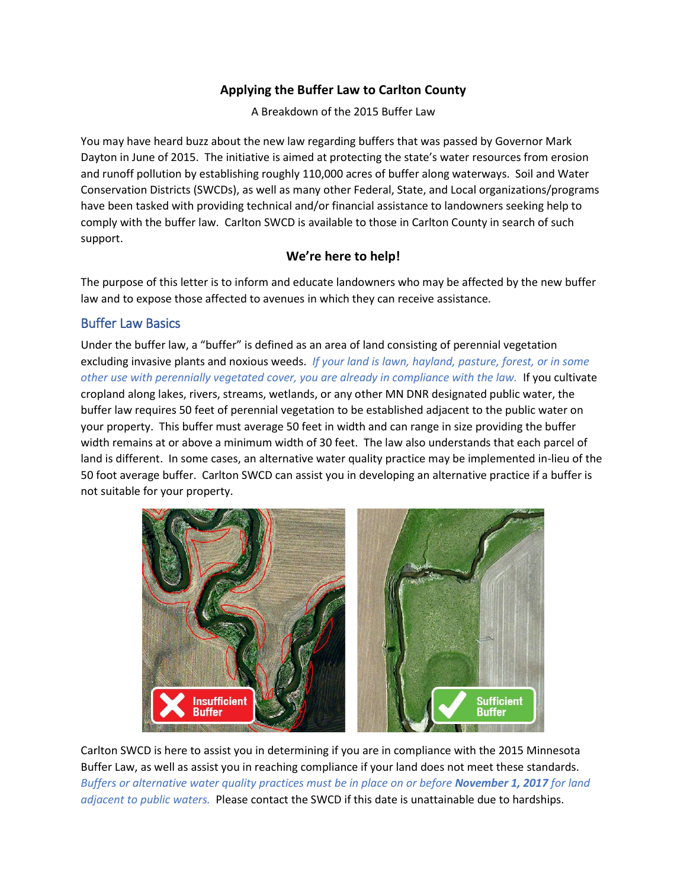# Applying the Buffer Law to Carlton County

A Breakdown of the 2015 Buffer Law

You may have heard buzz about the new law regarding buffers that was passed by Governor Mark Dayton in June of 2015. The initiative is aimed at protecting the state's water resources from erosion and runoff pollution by establishing roughly 110,000 acres of buffer along waterways. Soil and Water Conservation Districts (SWCDs), as well as many other Federal, State, and Local organizations/programs have been tasked with providing technical and/or financial assistance to landowners seeking help to comply with the buffer law. Carlton SWCD is available to those in Carlton County in search of such support.

## We're here to help!

The purpose of this letter is to inform and educate landowners who may be affected by the new buffer law and to expose those affected to avenues in which they can receive assistance.

## Buffer Law Basics

Under the buffer law, a "buffer" is defined as an area of land consisting of perennial vegetation excluding invasive plants and noxious weeds. *If your land is lawn, hayland, pasture, forest, or in some other use with perennially vegetated cover, you are already in compliance with the law.* If you cultivate cropland along lakes, rivers, streams, wetlands, or any other MN DNR designated public water, the buffer law requires 50 feet of perennial vegetation to be established adjacent to the public water on your property. This buffer must average 50 feet in width and can range in size providing the buffer width remains at or above a minimum width of 30 feet. The law also understands that each parcel of land is different. In some cases, an alternative water quality practice may be implemented in-lieu of the 50 foot average buffer. Carlton SWCD can assist you in developing an alternative practice if a buffer is not suitable for your property.

Carlton SWCD is here to assist you in determining if you are in compliance with the 2015 Minnesota Buffer Law, as well as assist you in reaching compliance if your land does not meet these standards. *Buffers or alternative water quality practices must be in place on or before **November 1, 2017** for land adjacent to public waters.* Please contact the SWCD if this date is unattainable due to hardships.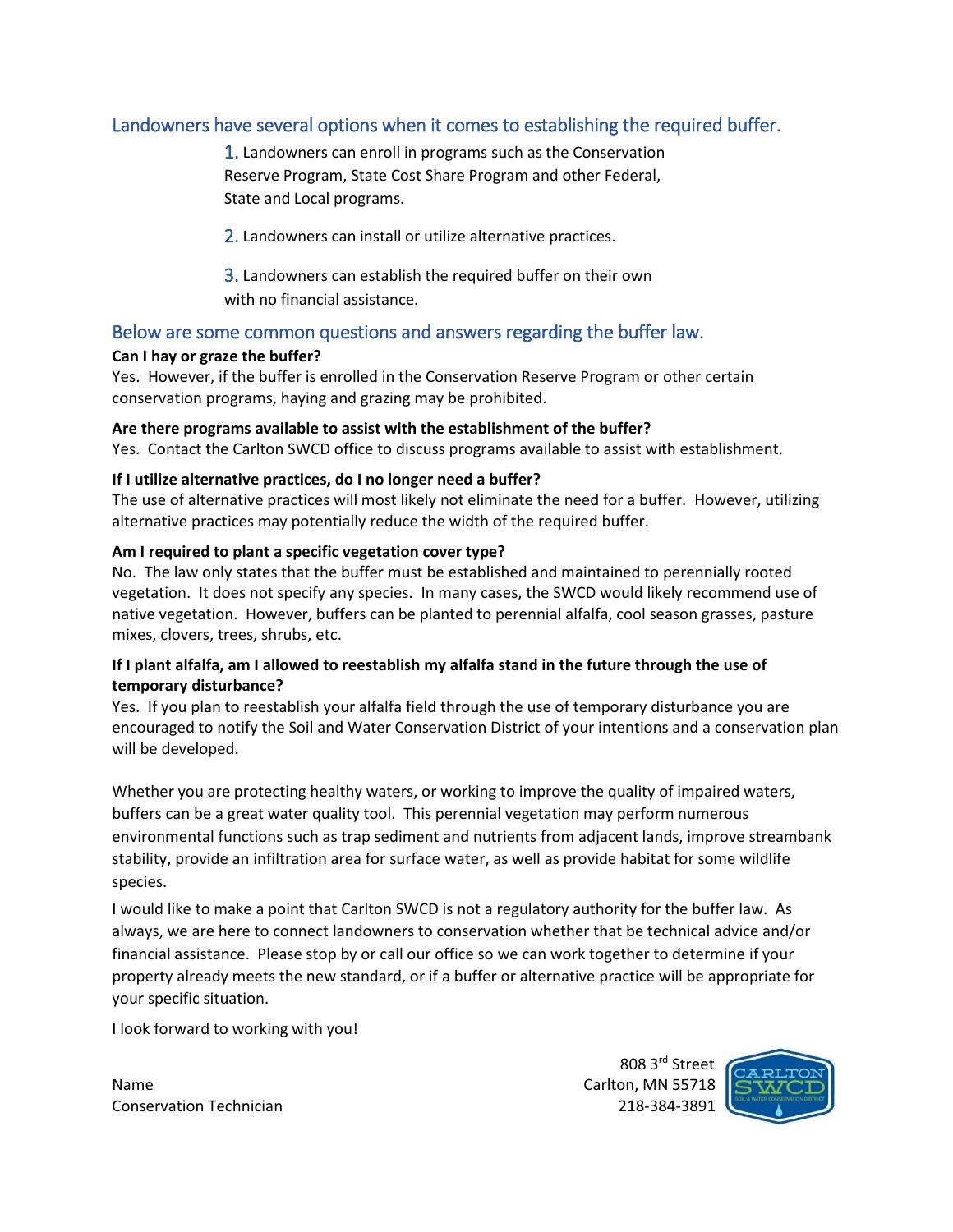## Landowners have several options when it comes to establishing the required buffer.

1. Landowners can enroll in programs such as the Conservation Reserve Program, State Cost Share Program and other Federal, State and Local programs.

2. Landowners can install or utilize alternative practices.

3. Landowners can establish the required buffer on their own with no financial assistance.

## Below are some common questions and answers regarding the buffer law.

**Can I hay or graze the buffer?**
Yes. However, if the buffer is enrolled in the Conservation Reserve Program or other certain conservation programs, haying and grazing may be prohibited.

**Are there programs available to assist with the establishment of the buffer?**
Yes. Contact the Carlton SWCD office to discuss programs available to assist with establishment.

**If I utilize alternative practices, do I no longer need a buffer?**
The use of alternative practices will most likely not eliminate the need for a buffer. However, utilizing alternative practices may potentially reduce the width of the required buffer.

**Am I required to plant a specific vegetation cover type?**
No. The law only states that the buffer must be established and maintained to perennially rooted vegetation. It does not specify any species. In many cases, the SWCD would likely recommend use of native vegetation. However, buffers can be planted to perennial alfalfa, cool season grasses, pasture mixes, clovers, trees, shrubs, etc.

**If I plant alfalfa, am I allowed to reestablish my alfalfa stand in the future through the use of temporary disturbance?**
Yes. If you plan to reestablish your alfalfa field through the use of temporary disturbance you are encouraged to notify the Soil and Water Conservation District of your intentions and a conservation plan will be developed.

Whether you are protecting healthy waters, or working to improve the quality of impaired waters, buffers can be a great water quality tool. This perennial vegetation may perform numerous environmental functions such as trap sediment and nutrients from adjacent lands, improve streambank stability, provide an infiltration area for surface water, as well as provide habitat for some wildlife species.

I would like to make a point that Carlton SWCD is not a regulatory authority for the buffer law. As always, we are here to connect landowners to conservation whether that be technical advice and/or financial assistance. Please stop by or call our office so we can work together to determine if your property already meets the new standard, or if a buffer or alternative practice will be appropriate for your specific situation.

I look forward to working with you!

Name
Conservation Technician

808 3rd Street
Carlton, MN 55718
218-384-3891